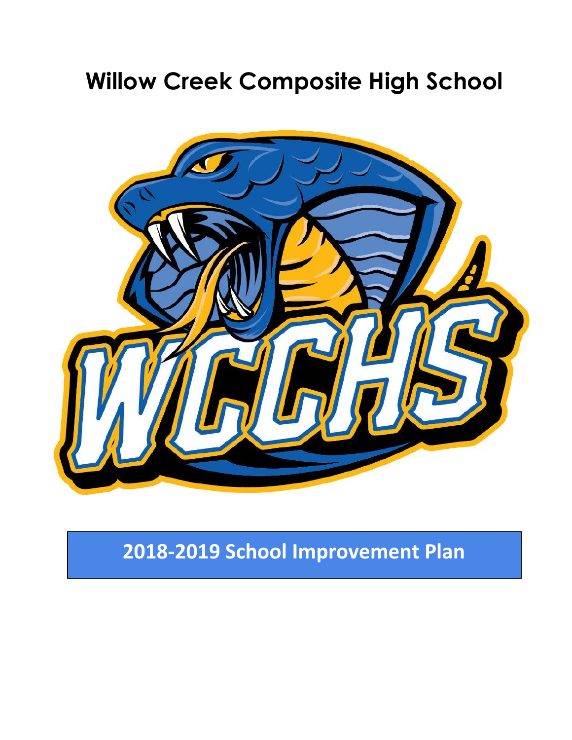# Willow Creek Composite High School

## 2018-2019 School Improvement Plan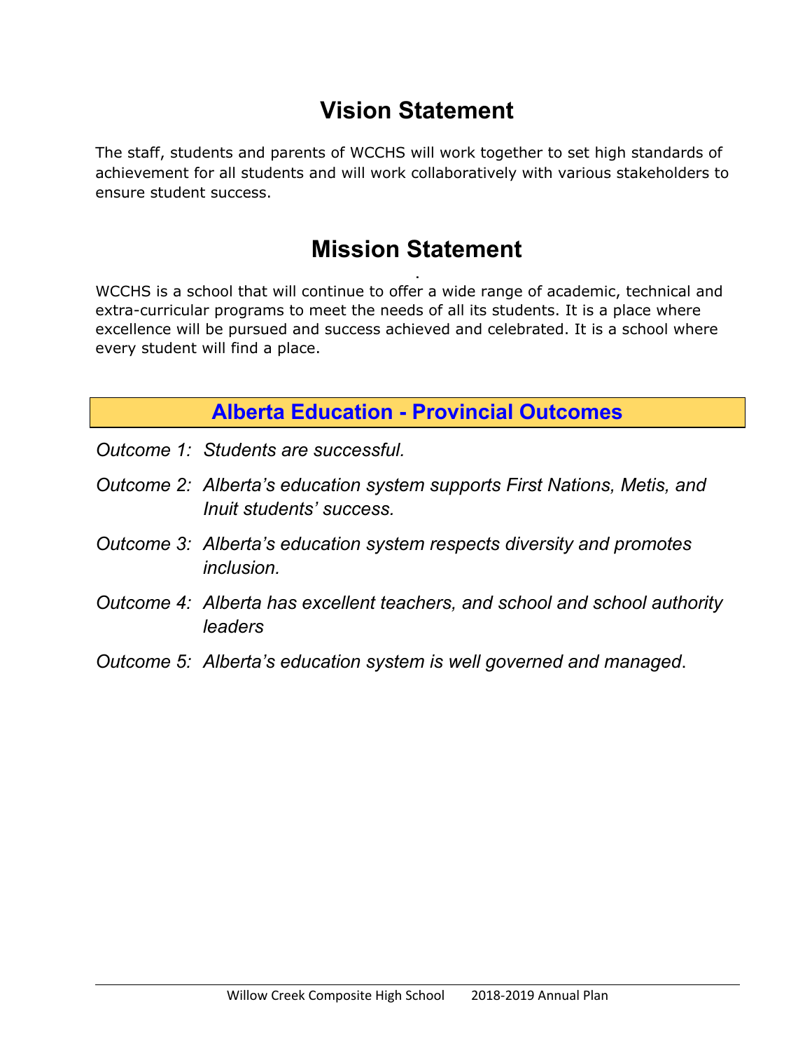# Vision Statement

The staff, students and parents of WCCHS will work together to set high standards of achievement for all students and will work collaboratively with various stakeholders to ensure student success.

# Mission Statement

WCCHS is a school that will continue to offer a wide range of academic, technical and extra-curricular programs to meet the needs of all its students. It is a place where excellence will be pursued and success achieved and celebrated. It is a school where every student will find a place.

## Alberta Education - Provincial Outcomes

*Outcome 1: Students are successful.*

*Outcome 2: Alberta's education system supports First Nations, Metis, and Inuit students' success.*

*Outcome 3: Alberta's education system respects diversity and promotes inclusion.*

*Outcome 4: Alberta has excellent teachers, and school and school authority leaders*

*Outcome 5: Alberta's education system is well governed and managed*.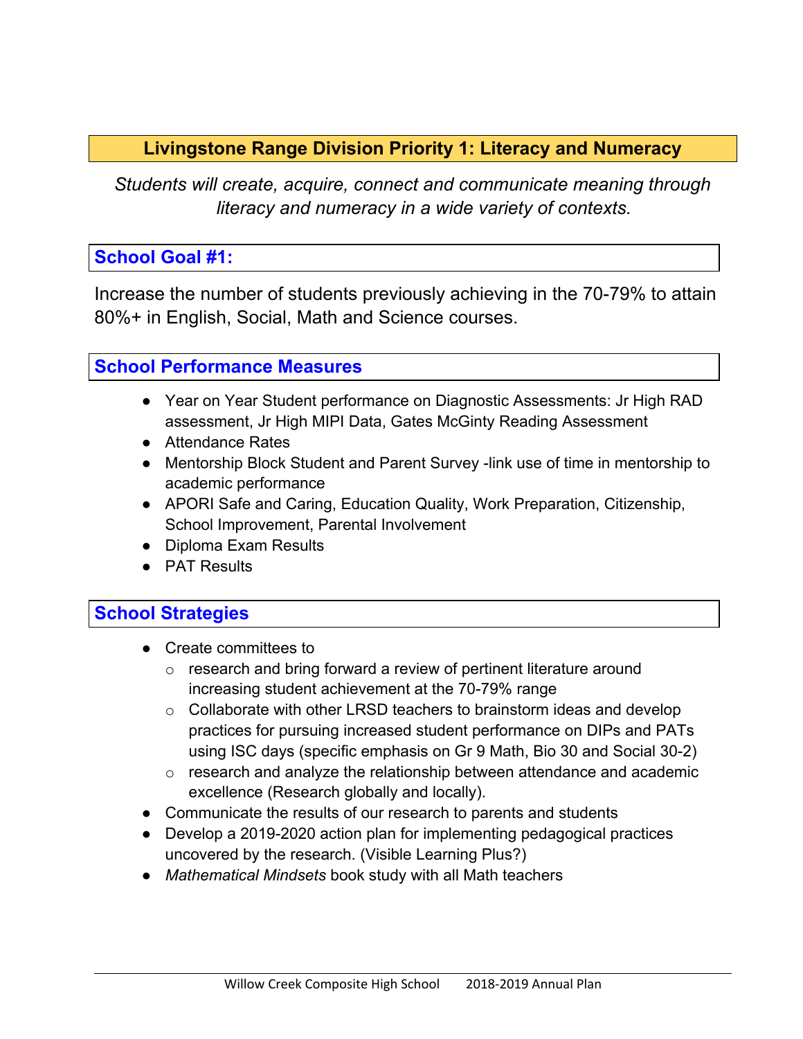## Livingstone Range Division Priority 1: Literacy and Numeracy

*Students will create, acquire, connect and communicate meaning through literacy and numeracy in a wide variety of contexts.*

### School Goal #1:

Increase the number of students previously achieving in the 70-79% to attain 80%+ in English, Social, Math and Science courses.

### School Performance Measures

- Year on Year Student performance on Diagnostic Assessments: Jr High RAD assessment, Jr High MIPI Data, Gates McGinty Reading Assessment
- Attendance Rates
- Mentorship Block Student and Parent Survey -link use of time in mentorship to academic performance
- APORI Safe and Caring, Education Quality, Work Preparation, Citizenship, School Improvement, Parental Involvement
- Diploma Exam Results
- PAT Results

### School Strategies

- Create committees to
  - research and bring forward a review of pertinent literature around increasing student achievement at the 70-79% range
  - Collaborate with other LRSD teachers to brainstorm ideas and develop practices for pursuing increased student performance on DIPs and PATs using ISC days (specific emphasis on Gr 9 Math, Bio 30 and Social 30-2)
  - research and analyze the relationship between attendance and academic excellence (Research globally and locally).
- Communicate the results of our research to parents and students
- Develop a 2019-2020 action plan for implementing pedagogical practices uncovered by the research. (Visible Learning Plus?)
- *Mathematical Mindsets* book study with all Math teachers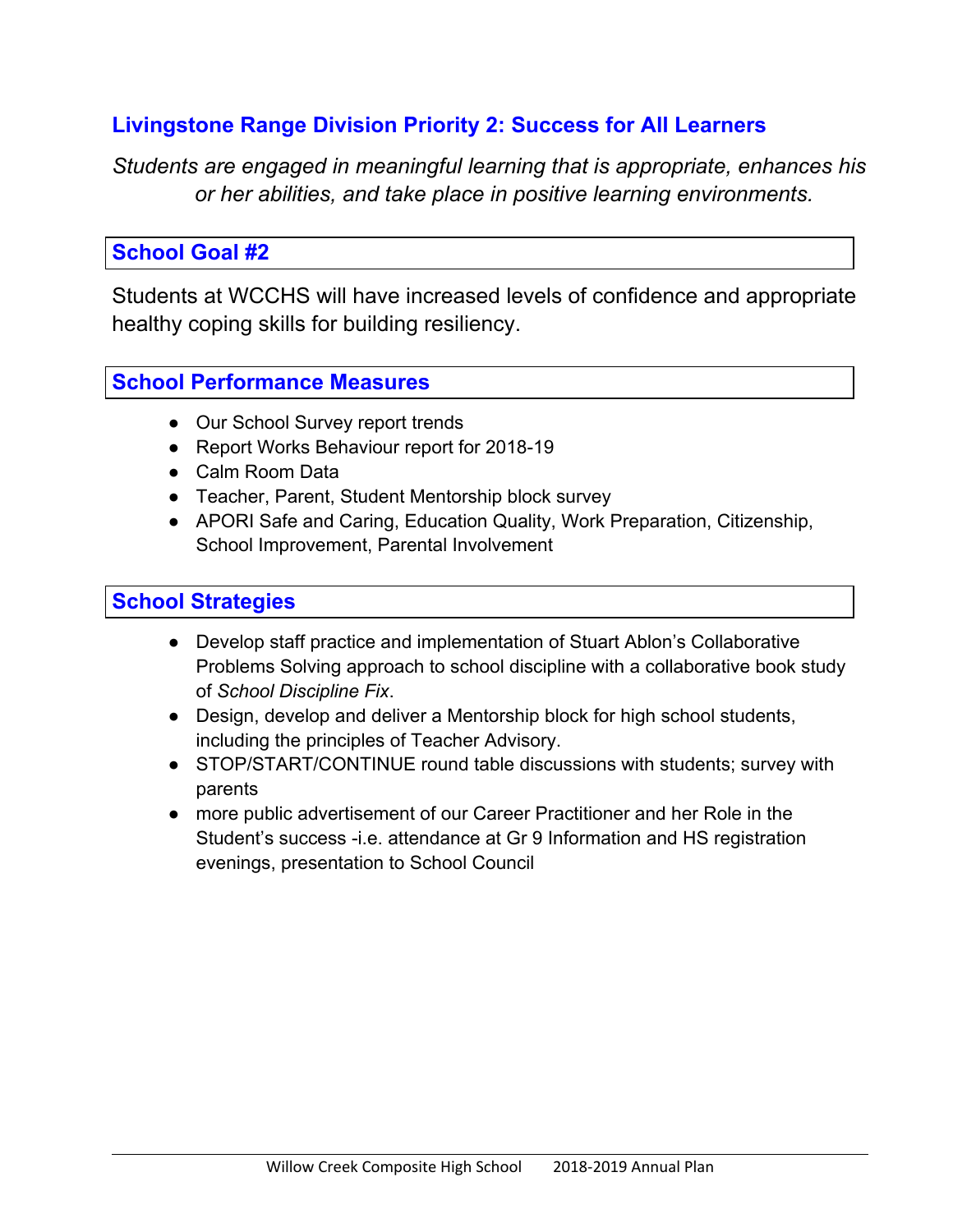## Livingstone Range Division Priority 2: Success for All Learners

*Students are engaged in meaningful learning that is appropriate, enhances his or her abilities, and take place in positive learning environments.*

### School Goal #2

Students at WCCHS will have increased levels of confidence and appropriate healthy coping skills for building resiliency.

### School Performance Measures

- Our School Survey report trends
- Report Works Behaviour report for 2018-19
- Calm Room Data
- Teacher, Parent, Student Mentorship block survey
- APORI Safe and Caring, Education Quality, Work Preparation, Citizenship, School Improvement, Parental Involvement

### School Strategies

- Develop staff practice and implementation of Stuart Ablon's Collaborative Problems Solving approach to school discipline with a collaborative book study of *School Discipline Fix*.
- Design, develop and deliver a Mentorship block for high school students, including the principles of Teacher Advisory.
- STOP/START/CONTINUE round table discussions with students; survey with parents
- more public advertisement of our Career Practitioner and her Role in the Student's success -i.e. attendance at Gr 9 Information and HS registration evenings, presentation to School Council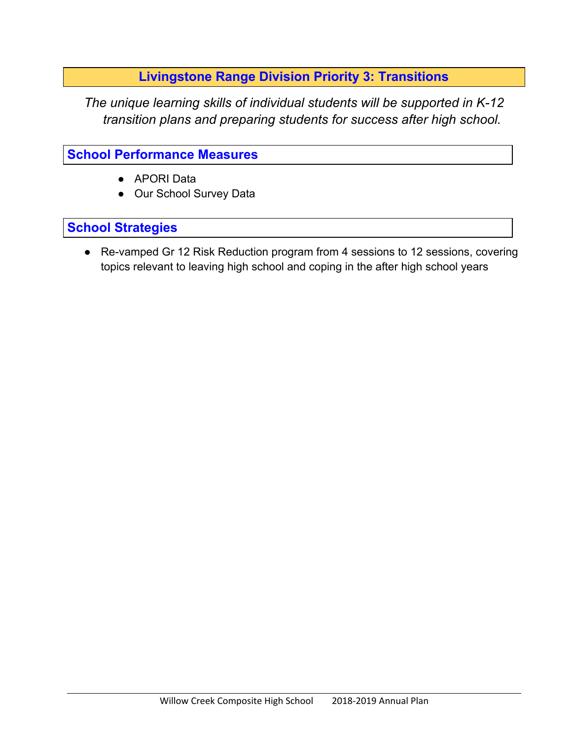## Livingstone Range Division Priority 3: Transitions

*The unique learning skills of individual students will be supported in K-12 transition plans and preparing students for success after high school.*

### School Performance Measures

- APORI Data
- Our School Survey Data

### School Strategies

- Re-vamped Gr 12 Risk Reduction program from 4 sessions to 12 sessions, covering topics relevant to leaving high school and coping in the after high school years